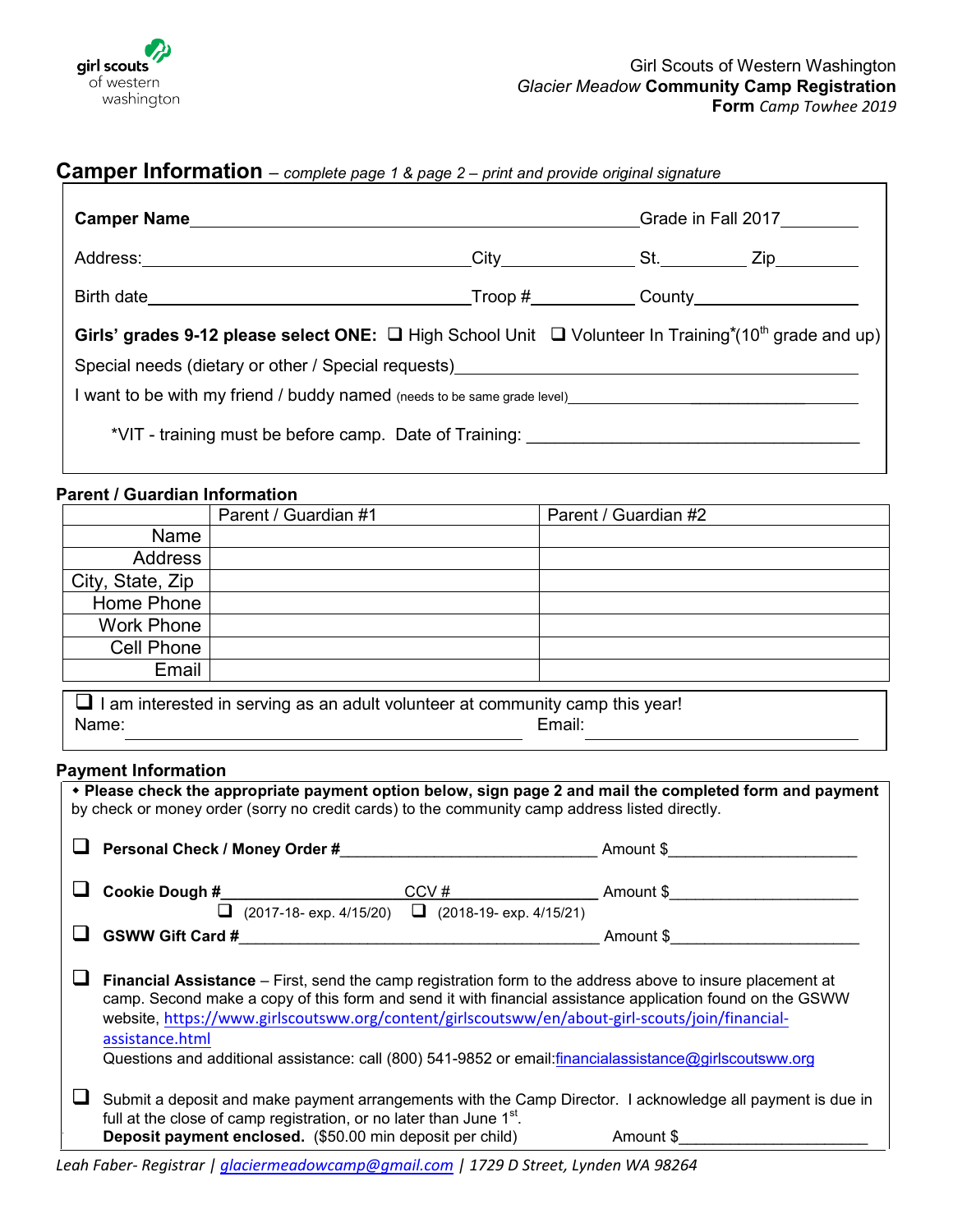girl scouts of western washington

Girl Scouts of Western Washington
*Glacier Meadow* **Community Camp Registration**
**Form** *Camp Towhee 2019*

## Camper Information – *complete page 1 & page 2 – print and provide original signature*

**Camper Name**_______________________________________ Grade in Fall 2017________

Address:______________________________ City______________ St.________ Zip________

Birth date____________________________ Troop #__________ County________________

**Girls' grades 9-12 please select ONE:** ☐ High School Unit ☐ Volunteer In Training*(10th grade and up)

Special needs (dietary or other / Special requests)_______________________________

I want to be with my friend / buddy named (needs to be same grade level)_____________________

*VIT - training must be before camp. Date of Training: ______________________________

### Parent / Guardian Information

| | Parent / Guardian #1 | Parent / Guardian #2 |
|---|---|---|
| Name | | |
| Address | | |
| City, State, Zip | | |
| Home Phone | | |
| Work Phone | | |
| Cell Phone | | |
| Email | | |

☐ I am interested in serving as an adult volunteer at community camp this year!
Name: ______________________________ Email: ______________________

### Payment Information

• **Please check the appropriate payment option below, sign page 2 and mail the completed form and payment** by check or money order (sorry no credit cards) to the community camp address listed directly.

☐ **Personal Check / Money Order #**____________________________ Amount $____________________

☐ **Cookie Dough #**__________________ CCV #______________ Amount $____________________
☐ (2017-18- exp. 4/15/20) ☐ (2018-19- exp. 4/15/21)

☐ **GSWW Gift Card #**______________________________________ Amount $____________________

☐ **Financial Assistance** – First, send the camp registration form to the address above to insure placement at camp. Second make a copy of this form and send it with financial assistance application found on the GSWW website, https://www.girlscoutsww.org/content/girlscoutsww/en/about-girl-scouts/join/financial-assistance.html
Questions and additional assistance: call (800) 541-9852 or email:financialassistance@girlscoutsww.org

☐ Submit a deposit and make payment arrangements with the Camp Director. I acknowledge all payment is due in full at the close of camp registration, or no later than June 1st.
**Deposit payment enclosed.** ($50.00 min deposit per child) Amount $____________________

*Leah Faber- Registrar | glaciermeadowcamp@gmail.com | 1729 D Street, Lynden WA 98264*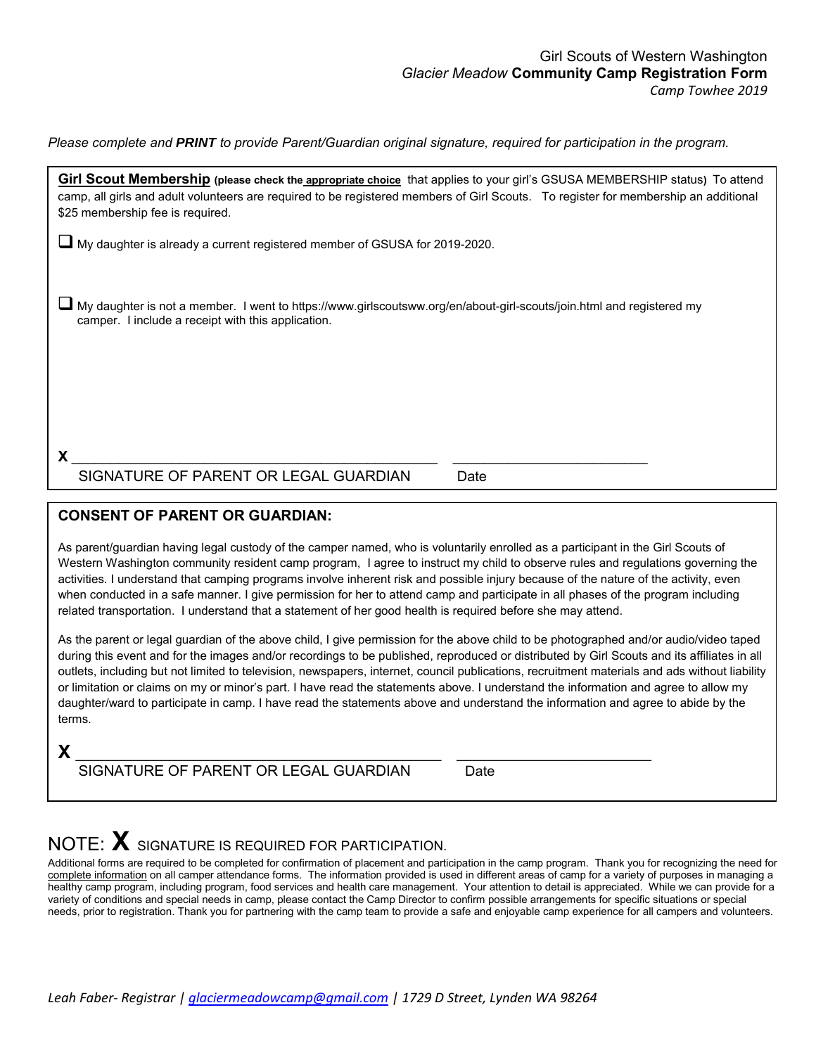Girl Scouts of Western Washington
*Glacier Meadow* **Community Camp Registration Form**
*Camp Towhee 2019*

*Please complete and **PRINT** to provide Parent/Guardian original signature, required for participation in the program.*

**Girl Scout Membership** **(please check the appropriate choice** that applies to your girl's GSUSA MEMBERSHIP status**)** To attend camp, all girls and adult volunteers are required to be registered members of Girl Scouts. To register for membership an additional $25 membership fee is required.

☐ My daughter is already a current registered member of GSUSA for 2019-2020.

☐ My daughter is not a member. I went to https://www.girlscoutsww.org/en/about-girl-scouts/join.html and registered my camper. I include a receipt with this application.

**X** ____________________________________________ ________________________
SIGNATURE OF PARENT OR LEGAL GUARDIAN Date

**CONSENT OF PARENT OR GUARDIAN:**

As parent/guardian having legal custody of the camper named, who is voluntarily enrolled as a participant in the Girl Scouts of Western Washington community resident camp program, I agree to instruct my child to observe rules and regulations governing the activities. I understand that camping programs involve inherent risk and possible injury because of the nature of the activity, even when conducted in a safe manner. I give permission for her to attend camp and participate in all phases of the program including related transportation. I understand that a statement of her good health is required before she may attend.

As the parent or legal guardian of the above child, I give permission for the above child to be photographed and/or audio/video taped during this event and for the images and/or recordings to be published, reproduced or distributed by Girl Scouts and its affiliates in all outlets, including but not limited to television, newspapers, internet, council publications, recruitment materials and ads without liability or limitation or claims on my or minor's part. I have read the statements above. I understand the information and agree to allow my daughter/ward to participate in camp. I have read the statements above and understand the information and agree to abide by the terms.

**X** ____________________________________________ ________________________
SIGNATURE OF PARENT OR LEGAL GUARDIAN Date

NOTE: **X** SIGNATURE IS REQUIRED FOR PARTICIPATION.

Additional forms are required to be completed for confirmation of placement and participation in the camp program. Thank you for recognizing the need for complete information on all camper attendance forms. The information provided is used in different areas of camp for a variety of purposes in managing a healthy camp program, including program, food services and health care management. Your attention to detail is appreciated. While we can provide for a variety of conditions and special needs in camp, please contact the Camp Director to confirm possible arrangements for specific situations or special needs, prior to registration. Thank you for partnering with the camp team to provide a safe and enjoyable camp experience for all campers and volunteers.

*Leah Faber- Registrar | glaciermeadowcamp@gmail.com | 1729 D Street, Lynden WA 98264*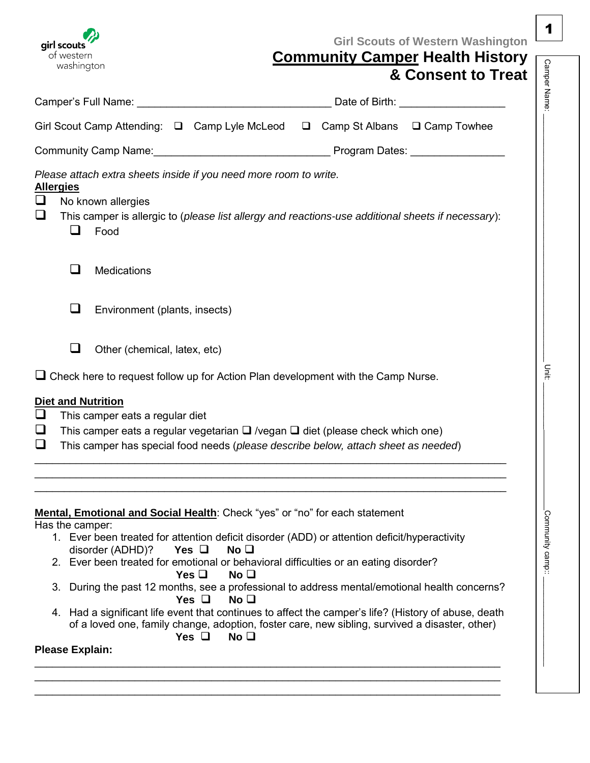Girl Scouts of Western Washington

# Community Camper Health History & Consent to Treat

Camper's Full Name: ________________________________ Date of Birth: _________________

Girl Scout Camp Attending: ❑ Camp Lyle McLeod ❑ Camp St Albans ❑ Camp Towhee

Community Camp Name:_____________________________ Program Dates: _______________

*Please attach extra sheets inside if you need more room to write.*

**Allergies**

❑ No known allergies

❑ This camper is allergic to (*please list allergy and reactions-use additional sheets if necessary*):

- ❑ Food
- ❑ Medications
- ❑ Environment (plants, insects)
- ❑ Other (chemical, latex, etc)

❑ Check here to request follow up for Action Plan development with the Camp Nurse.

**Diet and Nutrition**

❑ This camper eats a regular diet

❑ This camper eats a regular vegetarian ❑ /vegan ❑ diet (please check which one)

❑ This camper has special food needs (*please describe below, attach sheet as needed*)

_______________________________________________________________________________

_______________________________________________________________________________

_______________________________________________________________________________

**Mental, Emotional and Social Health**: Check "yes" or "no" for each statement

Has the camper:

1. Ever been treated for attention deficit disorder (ADD) or attention deficit/hyperactivity disorder (ADHD)? **Yes** ❑ **No** ❑
2. Ever been treated for emotional or behavioral difficulties or an eating disorder? **Yes** ❑ **No** ❑
3. During the past 12 months, see a professional to address mental/emotional health concerns? **Yes** ❑ **No** ❑
4. Had a significant life event that continues to affect the camper's life? (History of abuse, death of a loved one, family change, adoption, foster care, new sibling, survived a disaster, other) **Yes** ❑ **No** ❑

**Please Explain:**

_______________________________________________________________________________

_______________________________________________________________________________

_______________________________________________________________________________

Camper Name: ____________________ Unit: __________ Community camp:: __________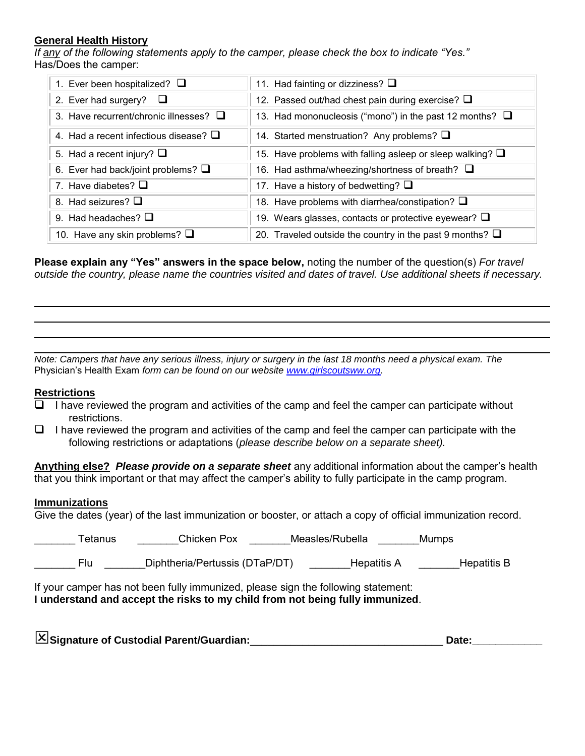## General Health History

*If any of the following statements apply to the camper, please check the box to indicate "Yes."*
Has/Does the camper:

| | |
|---|---|
| 1. Ever been hospitalized? ❑ | 11. Had fainting or dizziness? ❑ |
| 2. Ever had surgery? ❑ | 12. Passed out/had chest pain during exercise? ❑ |
| 3. Have recurrent/chronic illnesses? ❑ | 13. Had mononucleosis ("mono") in the past 12 months? ❑ |
| 4. Had a recent infectious disease? ❑ | 14. Started menstruation? Any problems? ❑ |
| 5. Had a recent injury? ❑ | 15. Have problems with falling asleep or sleep walking? ❑ |
| 6. Ever had back/joint problems? ❑ | 16. Had asthma/wheezing/shortness of breath? ❑ |
| 7. Have diabetes? ❑ | 17. Have a history of bedwetting? ❑ |
| 8. Had seizures? ❑ | 18. Have problems with diarrhea/constipation? ❑ |
| 9. Had headaches? ❑ | 19. Wears glasses, contacts or protective eyewear? ❑ |
| 10. Have any skin problems? ❑ | 20. Traveled outside the country in the past 9 months? ❑ |

**Please explain any "Yes" answers in the space below,** noting the number of the question(s) *For travel outside the country, please name the countries visited and dates of travel. Use additional sheets if necessary.*

______________________________________________________________________________

______________________________________________________________________________

______________________________________________________________________________

______________________________________________________________________________

*Note: Campers that have any serious illness, injury or surgery in the last 18 months need a physical exam. The* Physician's Health Exam *form can be found on our website* *www.girlscoutsww.org.*

## Restrictions

❑ I have reviewed the program and activities of the camp and feel the camper can participate without restrictions.

❑ I have reviewed the program and activities of the camp and feel the camper can participate with the following restrictions or adaptations (*please describe below on a separate sheet).*

**Anything else?** ***Please provide on a separate sheet*** any additional information about the camper's health that you think important or that may affect the camper's ability to fully participate in the camp program.

## Immunizations

Give the dates (year) of the last immunization or booster, or attach a copy of official immunization record.

_______ Tetanus _______Chicken Pox _______Measles/Rubella _______Mumps

_______ Flu _______Diphtheria/Pertussis (DTaP/DT) _______Hepatitis A _______Hepatitis B

If your camper has not been fully immunized, please sign the following statement:
**I understand and accept the risks to my child from not being fully immunized**.

☒ **Signature of Custodial Parent/Guardian:**_________________________________ **Date:**____________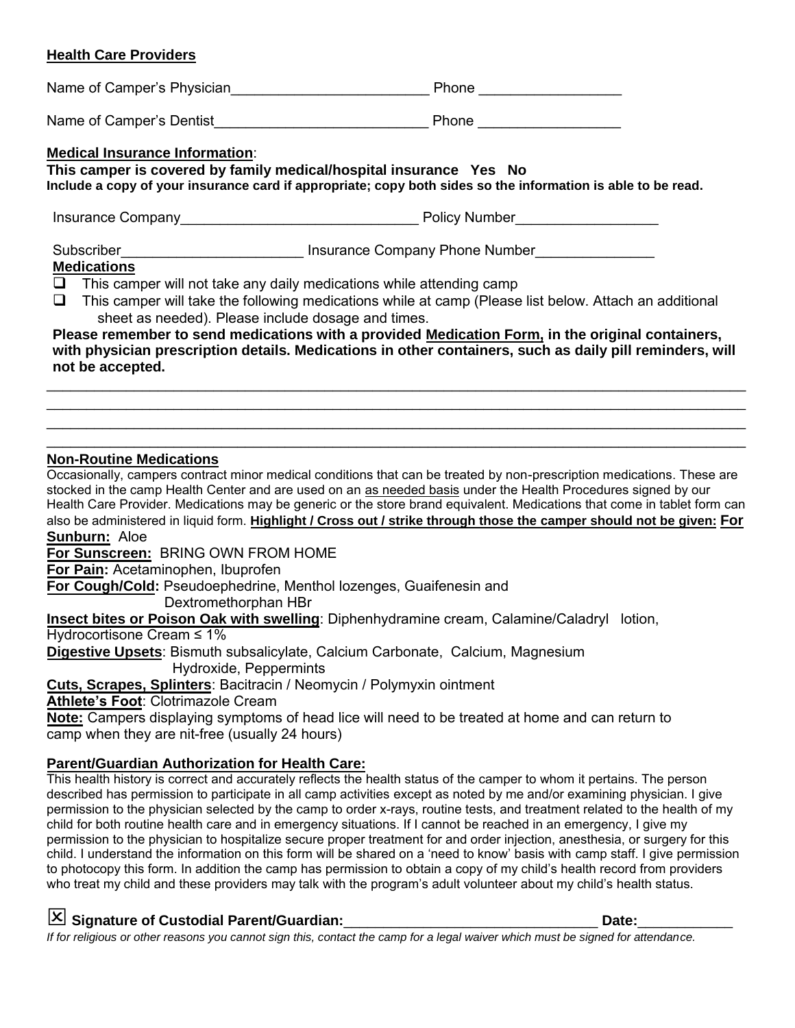**Health Care Providers**

Name of Camper's Physician________________________ Phone _________________

Name of Camper's Dentist__________________________ Phone _________________

**Medical Insurance Information**:

**This camper is covered by family medical/hospital insurance Yes No**

**Include a copy of your insurance card if appropriate; copy both sides so the information is able to be read.**

Insurance Company_____________________________ Policy Number_________________

Subscriber______________________ Insurance Company Phone Number______________

**Medications**

- ❑ This camper will not take any daily medications while attending camp
- ❑ This camper will take the following medications while at camp (Please list below. Attach an additional sheet as needed). Please include dosage and times.

**Please remember to send medications with a provided Medication Form, in the original containers, with physician prescription details. Medications in other containers, such as daily pill reminders, will not be accepted.**

______________________________________________________________________________________

______________________________________________________________________________________

______________________________________________________________________________________

______________________________________________________________________________________

**Non-Routine Medications**

Occasionally, campers contract minor medical conditions that can be treated by non-prescription medications. These are stocked in the camp Health Center and are used on an as needed basis under the Health Procedures signed by our Health Care Provider. Medications may be generic or the store brand equivalent. Medications that come in tablet form can also be administered in liquid form. **Highlight / Cross out / strike through those the camper should not be given:**

**For Sunburn:** Aloe

**For Sunscreen:** BRING OWN FROM HOME

**For Pain:** Acetaminophen, Ibuprofen

**For Cough/Cold:** Pseudoephedrine, Menthol lozenges, Guaifenesin and Dextromethorphan HBr

**Insect bites or Poison Oak with swelling**: Diphenhydramine cream, Calamine/Caladryl lotion, Hydrocortisone Cream ≤ 1%

**Digestive Upsets**: Bismuth subsalicylate, Calcium Carbonate, Calcium, Magnesium Hydroxide, Peppermints

**Cuts, Scrapes, Splinters**: Bacitracin / Neomycin / Polymyxin ointment

**Athlete's Foot**: Clotrimazole Cream

**Note:** Campers displaying symptoms of head lice will need to be treated at home and can return to camp when they are nit-free (usually 24 hours)

**Parent/Guardian Authorization for Health Care:**

This health history is correct and accurately reflects the health status of the camper to whom it pertains. The person described has permission to participate in all camp activities except as noted by me and/or examining physician. I give permission to the physician selected by the camp to order x-rays, routine tests, and treatment related to the health of my child for both routine health care and in emergency situations. If I cannot be reached in an emergency, I give my permission to the physician to hospitalize secure proper treatment for and order injection, anesthesia, or surgery for this child. I understand the information on this form will be shared on a 'need to know' basis with camp staff. I give permission to photocopy this form. In addition the camp has permission to obtain a copy of my child's health record from providers who treat my child and these providers may talk with the program's adult volunteer about my child's health status.

☒ **Signature of Custodial Parent/Guardian:**_______________________________ **Date:**___________

*If for religious or other reasons you cannot sign this, contact the camp for a legal waiver which must be signed for attendance.*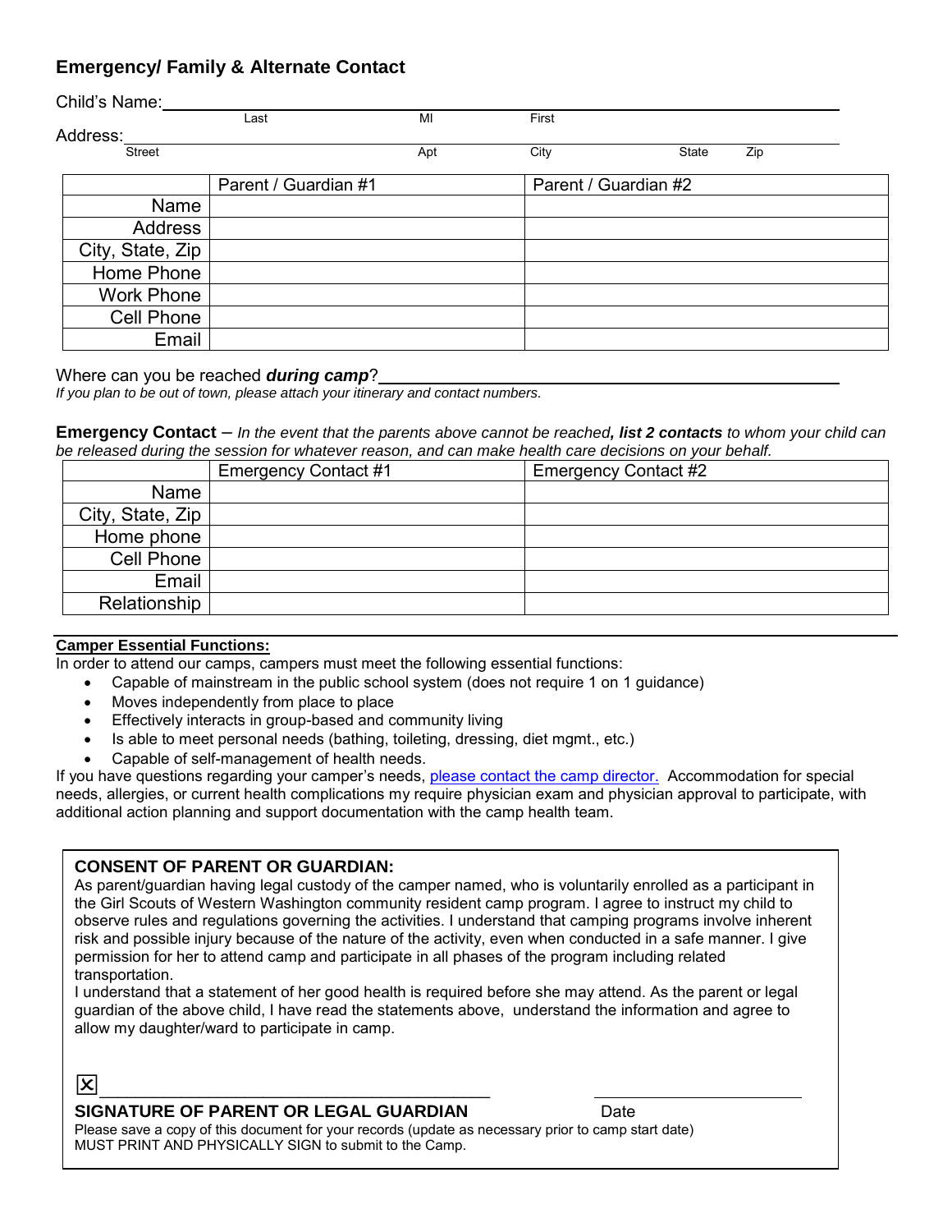## Emergency/ Family & Alternate Contact

Child's Name: ____________________________________________
Last MI First

Address: ____________________________________________
Street Apt City State Zip

| | Parent / Guardian #1 | Parent / Guardian #2 |
|---|---|---|
| Name | | |
| Address | | |
| City, State, Zip | | |
| Home Phone | | |
| Work Phone | | |
| Cell Phone | | |
| Email | | |

Where can you be reached ***during camp***? ____________________________________________

*If you plan to be out of town, please attach your itinerary and contact numbers.*

**Emergency Contact** – *In the event that the parents above cannot be reached**, list 2 contacts** to whom your child can be released during the session for whatever reason, and can make health care decisions on your behalf.*

| | Emergency Contact #1 | Emergency Contact #2 |
|---|---|---|
| Name | | |
| City, State, Zip | | |
| Home phone | | |
| Cell Phone | | |
| Email | | |
| Relationship | | |

**Camper Essential Functions:**

In order to attend our camps, campers must meet the following essential functions:

- Capable of mainstream in the public school system (does not require 1 on 1 guidance)
- Moves independently from place to place
- Effectively interacts in group-based and community living
- Is able to meet personal needs (bathing, toileting, dressing, diet mgmt., etc.)
- Capable of self-management of health needs.

If you have questions regarding your camper's needs, please contact the camp director. Accommodation for special needs, allergies, or current health complications my require physician exam and physician approval to participate, with additional action planning and support documentation with the camp health team.

**CONSENT OF PARENT OR GUARDIAN:**

As parent/guardian having legal custody of the camper named, who is voluntarily enrolled as a participant in the Girl Scouts of Western Washington community resident camp program. I agree to instruct my child to observe rules and regulations governing the activities. I understand that camping programs involve inherent risk and possible injury because of the nature of the activity, even when conducted in a safe manner. I give permission for her to attend camp and participate in all phases of the program including related transportation.

I understand that a statement of her good health is required before she may attend. As the parent or legal guardian of the above child, I have read the statements above, understand the information and agree to allow my daughter/ward to participate in camp.

☒ ____________________________________________ ____________________

**SIGNATURE OF PARENT OR LEGAL GUARDIAN** Date

Please save a copy of this document for your records (update as necessary prior to camp start date)
MUST PRINT AND PHYSICALLY SIGN to submit to the Camp.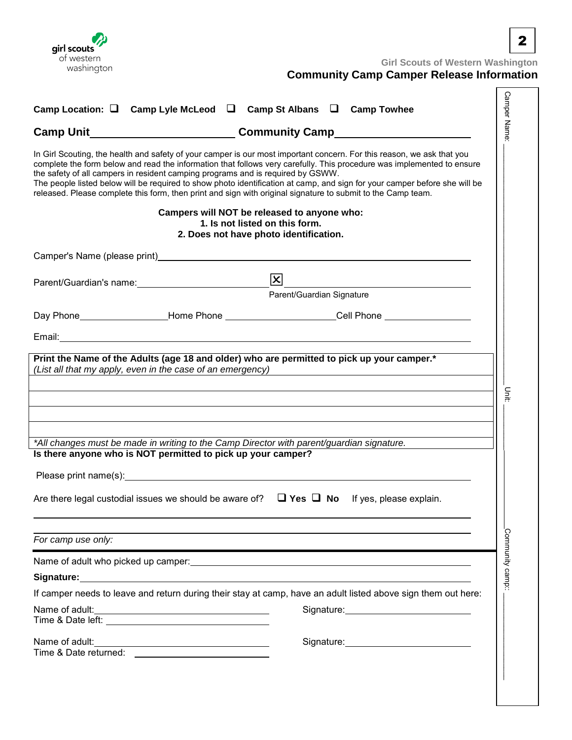girl scouts of western washington

**Girl Scouts of Western Washington**

## Community Camp Camper Release Information

**Camp Location:** ☐ **Camp Lyle McLeod** ☐ **Camp St Albans** ☐ **Camp Towhee**

**Camp Unit**\_\_\_\_\_\_\_\_\_\_\_\_\_\_\_\_\_\_\_\_\_\_\_\_ **Community Camp**\_\_\_\_\_\_\_\_\_\_\_\_\_\_\_\_\_\_\_\_\_\_\_\_

In Girl Scouting, the health and safety of your camper is our most important concern. For this reason, we ask that you complete the form below and read the information that follows very carefully. This procedure was implemented to ensure the safety of all campers in resident camping programs and is required by GSWW.
The people listed below will be required to show photo identification at camp, and sign for your camper before she will be released. Please complete this form, then print and sign with original signature to submit to the Camp team.

**Campers will NOT be released to anyone who:**
**1. Is not listed on this form.**
**2. Does not have photo identification.**

Camper's Name (please print)\_\_\_\_\_\_\_\_\_\_\_\_\_\_\_\_\_\_\_\_\_\_\_\_\_\_\_\_\_\_\_\_\_\_\_\_\_\_\_\_\_\_\_\_

Parent/Guardian's name:\_\_\_\_\_\_\_\_\_\_\_\_\_\_\_\_\_\_\_\_\_\_\_\_ ☒\_\_\_\_\_\_\_\_\_\_\_\_\_\_\_\_\_\_\_\_\_\_\_\_
Parent/Guardian Signature

Day Phone\_\_\_\_\_\_\_\_\_\_\_\_\_\_\_\_\_\_Home Phone \_\_\_\_\_\_\_\_\_\_\_\_\_\_\_\_\_\_\_\_\_\_Cell Phone \_\_\_\_\_\_\_\_\_\_\_\_\_\_\_\_\_\_

Email:\_\_\_\_\_\_\_\_\_\_\_\_\_\_\_\_\_\_\_\_\_\_\_\_\_\_\_\_\_\_\_\_\_\_\_\_\_\_\_\_\_\_\_\_\_\_\_\_\_\_\_\_\_\_\_\_\_\_\_\_

| **Print the Name of the Adults (age 18 and older) who are permitted to pick up your camper.*** *(List all that my apply, even in the case of an emergency)* |
|---|
| |
| |
| |
| |
| *All changes must be made in writing to the Camp Director with parent/guardian signature.* |

**Is there anyone who is NOT permitted to pick up your camper?**

Please print name(s):\_\_\_\_\_\_\_\_\_\_\_\_\_\_\_\_\_\_\_\_\_\_\_\_\_\_\_\_\_\_\_\_\_\_\_\_\_\_\_\_\_\_\_\_\_\_\_\_\_\_\_\_\_\_

Are there legal custodial issues we should be aware of? ☐ **Yes** ☐ **No** If yes, please explain.

\_\_\_\_\_\_\_\_\_\_\_\_\_\_\_\_\_\_\_\_\_\_\_\_\_\_\_\_\_\_\_\_\_\_\_\_\_\_\_\_\_\_\_\_\_\_\_\_\_\_\_\_\_\_\_\_\_\_\_\_\_\_\_\_\_\_\_\_

\_\_\_\_\_\_\_\_\_\_\_\_\_\_\_\_\_\_\_\_\_\_\_\_\_\_\_\_\_\_\_\_\_\_\_\_\_\_\_\_\_\_\_\_\_\_\_\_\_\_\_\_\_\_\_\_\_\_\_\_\_\_\_\_\_\_\_\_

*For camp use only:*

Name of adult who picked up camper:\_\_\_\_\_\_\_\_\_\_\_\_\_\_\_\_\_\_\_\_\_\_\_\_\_\_\_\_\_\_\_\_\_\_\_\_\_\_\_\_\_\_\_\_

**Signature:**\_\_\_\_\_\_\_\_\_\_\_\_\_\_\_\_\_\_\_\_\_\_\_\_\_\_\_\_\_\_\_\_\_\_\_\_\_\_\_\_\_\_\_\_\_\_\_\_\_\_\_\_\_\_\_\_\_\_\_\_

If camper needs to leave and return during their stay at camp, have an adult listed above sign them out here:

Name of adult:\_\_\_\_\_\_\_\_\_\_\_\_\_\_\_\_\_\_\_\_\_\_\_\_\_\_\_\_\_\_\_\_\_\_ Signature:\_\_\_\_\_\_\_\_\_\_\_\_\_\_\_\_\_\_\_\_\_\_\_\_
Time & Date left: \_\_\_\_\_\_\_\_\_\_\_\_\_\_\_\_\_\_\_\_\_\_\_\_\_\_\_\_\_\_\_\_\_\_

Name of adult:\_\_\_\_\_\_\_\_\_\_\_\_\_\_\_\_\_\_\_\_\_\_\_\_\_\_\_\_\_\_\_\_\_\_ Signature:\_\_\_\_\_\_\_\_\_\_\_\_\_\_\_\_\_\_\_\_\_\_\_\_
Time & Date returned: \_\_\_\_\_\_\_\_\_\_\_\_\_\_\_\_\_\_\_\_\_\_\_\_\_\_\_\_\_\_\_\_\_\_

Camper Name:\_\_\_\_\_\_\_\_\_\_\_\_\_\_\_\_\_\_\_\_\_\_\_\_ Unit:\_\_\_\_\_\_\_\_\_\_\_\_\_\_\_\_ Community camp:\_\_\_\_\_\_\_\_\_\_\_\_\_\_\_\_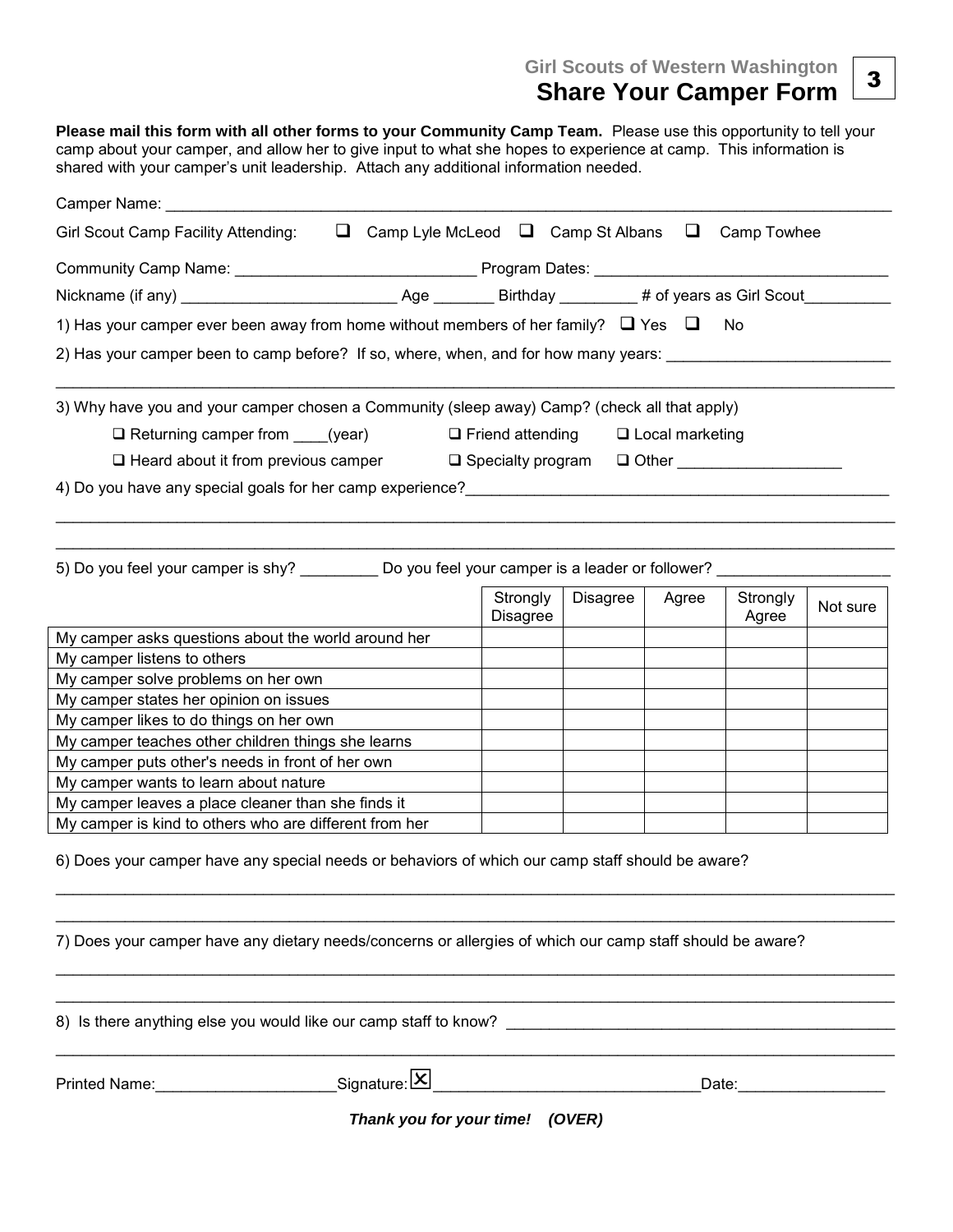Girl Scouts of Western Washington

# Share Your Camper Form

3

**Please mail this form with all other forms to your Community Camp Team.** Please use this opportunity to tell your camp about your camper, and allow her to give input to what she hopes to experience at camp. This information is shared with your camper's unit leadership. Attach any additional information needed.

Camper Name: ___________________________________________________________________________________

Girl Scout Camp Facility Attending: ☐ Camp Lyle McLeod ☐ Camp St Albans ☐ Camp Towhee

Community Camp Name: ___________________________ Program Dates: __________________________________

Nickname (if any) ________________________ Age _______ Birthday _________ # of years as Girl Scout__________

1) Has your camper ever been away from home without members of her family? ☐ Yes ☐ No

2) Has your camper been to camp before? If so, where, when, and for how many years: _________________________

_____________________________________________________________________________________________

3) Why have you and your camper chosen a Community (sleep away) Camp? (check all that apply)

- ☐ Returning camper from ____(year)
- ☐ Friend attending
- ☐ Local marketing
- ☐ Heard about it from previous camper
- ☐ Specialty program
- ☐ Other ___________________

4) Do you have any special goals for her camp experience?_________________________________________________

_____________________________________________________________________________________________

_____________________________________________________________________________________________

5) Do you feel your camper is shy? _________ Do you feel your camper is a leader or follower? ___________________

| | Strongly Disagree | Disagree | Agree | Strongly Agree | Not sure |
|---|---|---|---|---|---|
| My camper asks questions about the world around her | | | | | |
| My camper listens to others | | | | | |
| My camper solve problems on her own | | | | | |
| My camper states her opinion on issues | | | | | |
| My camper likes to do things on her own | | | | | |
| My camper teaches other children things she learns | | | | | |
| My camper puts other's needs in front of her own | | | | | |
| My camper wants to learn about nature | | | | | |
| My camper leaves a place cleaner than she finds it | | | | | |
| My camper is kind to others who are different from her | | | | | |

6) Does your camper have any special needs or behaviors of which our camp staff should be aware?

_____________________________________________________________________________________________

_____________________________________________________________________________________________

7) Does your camper have any dietary needs/concerns or allergies of which our camp staff should be aware?

_____________________________________________________________________________________________

_____________________________________________________________________________________________

8) Is there anything else you would like our camp staff to know? ______________________________________________

_____________________________________________________________________________________________

Printed Name:____________________Signature: ☒ ______________________________Date:________________

***Thank you for your time! (OVER)***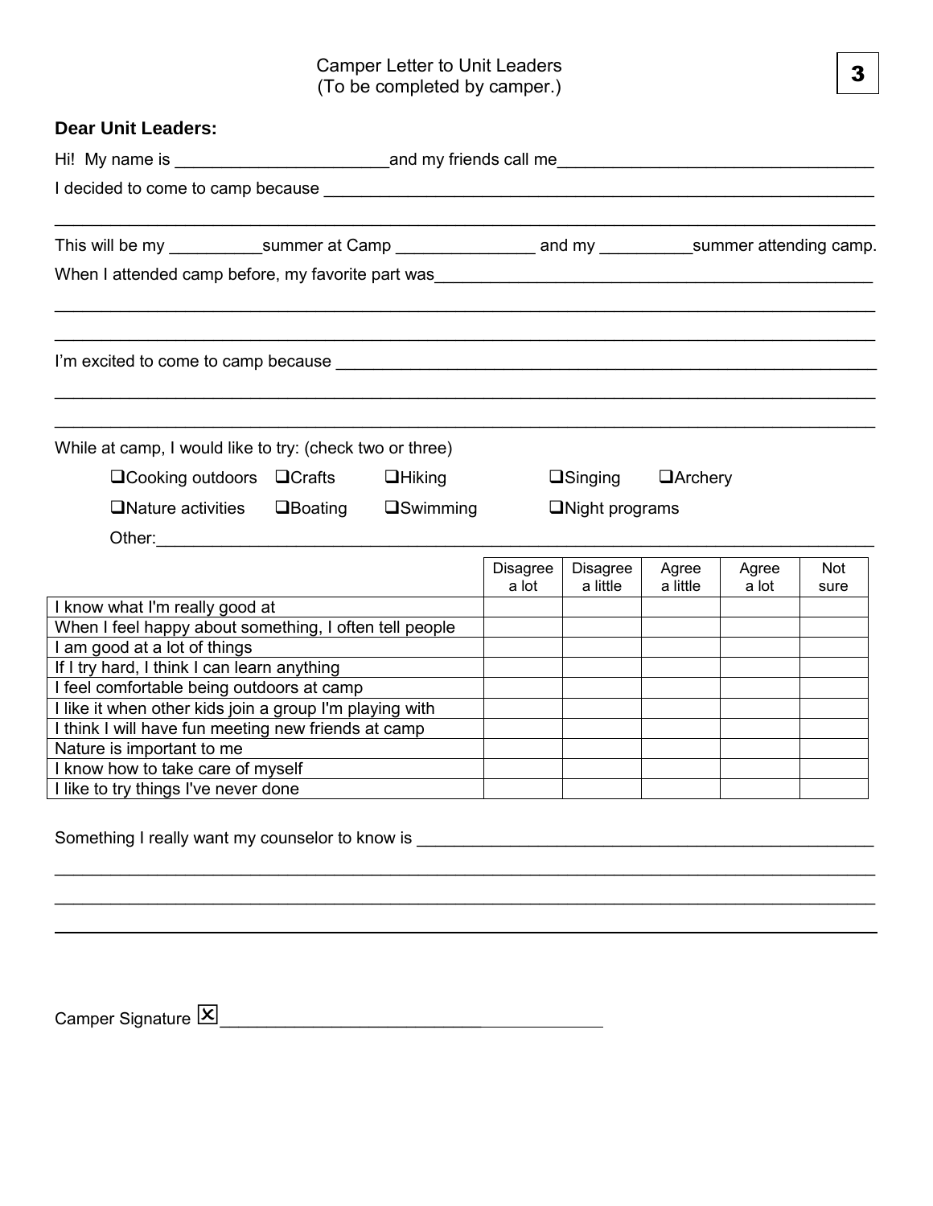Camper Letter to Unit Leaders
(To be completed by camper.)

3

**Dear Unit Leaders:**

Hi! My name is ______________________ and my friends call me ______________________________

I decided to come to camp because ______________________________________________________

________________________________________________________________________________

This will be my __________ summer at Camp ______________ and my __________ summer attending camp.

When I attended camp before, my favorite part was ______________________________________

________________________________________________________________________________

________________________________________________________________________________

I'm excited to come to camp because ____________________________________________________

________________________________________________________________________________

________________________________________________________________________________

While at camp, I would like to try: (check two or three)

- ❑ Cooking outdoors
- ❑ Crafts
- ❑ Hiking
- ❑ Singing
- ❑ Archery
- ❑ Nature activities
- ❑ Boating
- ❑ Swimming
- ❑ Night programs

Other: ________________________________________________________________________

| | Disagree a lot | Disagree a little | Agree a little | Agree a lot | Not sure |
|---|---|---|---|---|---|
| I know what I'm really good at | | | | | |
| When I feel happy about something, I often tell people | | | | | |
| I am good at a lot of things | | | | | |
| If I try hard, I think I can learn anything | | | | | |
| I feel comfortable being outdoors at camp | | | | | |
| I like it when other kids join a group I'm playing with | | | | | |
| I think I will have fun meeting new friends at camp | | | | | |
| Nature is important to me | | | | | |
| I know how to take care of myself | | | | | |
| I like to try things I've never done | | | | | |

Something I really want my counselor to know is ___________________________________________

________________________________________________________________________________

________________________________________________________________________________

________________________________________________________________________________

Camper Signature ☒ ________________________________________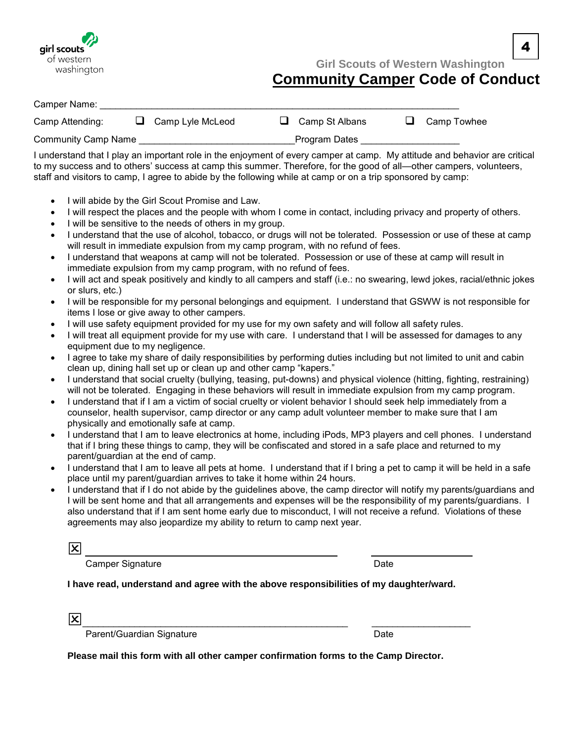Girl Scouts of Western Washington

# Community Camper Code of Conduct

Camper Name: ______________________________________________________________________

Camp Attending: ☐ Camp Lyle McLeod ☐ Camp St Albans ☐ Camp Towhee

Community Camp Name ____________________________ Program Dates __________________

I understand that I play an important role in the enjoyment of every camper at camp. My attitude and behavior are critical to my success and to others' success at camp this summer. Therefore, for the good of all—other campers, volunteers, staff and visitors to camp, I agree to abide by the following while at camp or on a trip sponsored by camp:

- I will abide by the Girl Scout Promise and Law.
- I will respect the places and the people with whom I come in contact, including privacy and property of others.
- I will be sensitive to the needs of others in my group.
- I understand that the use of alcohol, tobacco, or drugs will not be tolerated. Possession or use of these at camp will result in immediate expulsion from my camp program, with no refund of fees.
- I understand that weapons at camp will not be tolerated. Possession or use of these at camp will result in immediate expulsion from my camp program, with no refund of fees.
- I will act and speak positively and kindly to all campers and staff (i.e.: no swearing, lewd jokes, racial/ethnic jokes or slurs, etc.)
- I will be responsible for my personal belongings and equipment. I understand that GSWW is not responsible for items I lose or give away to other campers.
- I will use safety equipment provided for my use for my own safety and will follow all safety rules.
- I will treat all equipment provide for my use with care. I understand that I will be assessed for damages to any equipment due to my negligence.
- I agree to take my share of daily responsibilities by performing duties including but not limited to unit and cabin clean up, dining hall set up or clean up and other camp "kapers."
- I understand that social cruelty (bullying, teasing, put-downs) and physical violence (hitting, fighting, restraining) will not be tolerated. Engaging in these behaviors will result in immediate expulsion from my camp program.
- I understand that if I am a victim of social cruelty or violent behavior I should seek help immediately from a counselor, health supervisor, camp director or any camp adult volunteer member to make sure that I am physically and emotionally safe at camp.
- I understand that I am to leave electronics at home, including iPods, MP3 players and cell phones. I understand that if I bring these things to camp, they will be confiscated and stored in a safe place and returned to my parent/guardian at the end of camp.
- I understand that I am to leave all pets at home. I understand that if I bring a pet to camp it will be held in a safe place until my parent/guardian arrives to take it home within 24 hours.
- I understand that if I do not abide by the guidelines above, the camp director will notify my parents/guardians and I will be sent home and that all arrangements and expenses will be the responsibility of my parents/guardians. I also understand that if I am sent home early due to misconduct, I will not receive a refund. Violations of these agreements may also jeopardize my ability to return to camp next year.

☒ ______________________________________ __________________

Camper Signature Date

**I have read, understand and agree with the above responsibilities of my daughter/ward.**

☒ ______________________________________ __________________

Parent/Guardian Signature Date

**Please mail this form with all other camper confirmation forms to the Camp Director.**